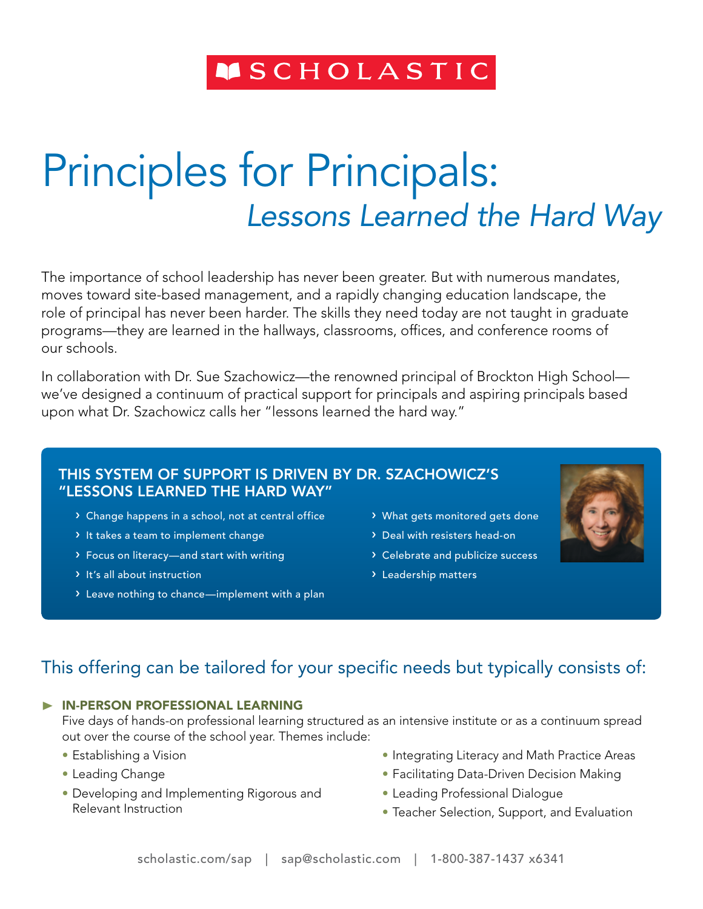SCHOLASTIC

# Principles for Principals:
## *Lessons Learned the Hard Way*

The importance of school leadership has never been greater. But with numerous mandates, moves toward site-based management, and a rapidly changing education landscape, the role of principal has never been harder. The skills they need today are not taught in graduate programs—they are learned in the hallways, classrooms, offices, and conference rooms of our schools.

In collaboration with Dr. Sue Szachowicz—the renowned principal of Brockton High School—we've designed a continuum of practical support for principals and aspiring principals based upon what Dr. Szachowicz calls her "lessons learned the hard way."

### THIS SYSTEM OF SUPPORT IS DRIVEN BY DR. SZACHOWICZ'S "LESSONS LEARNED THE HARD WAY"

- Change happens in a school, not at central office
- It takes a team to implement change
- Focus on literacy—and start with writing
- It's all about instruction
- Leave nothing to chance—implement with a plan
- What gets monitored gets done
- Deal with resisters head-on
- Celebrate and publicize success
- Leadership matters

## This offering can be tailored for your specific needs but typically consists of:

### IN-PERSON PROFESSIONAL LEARNING

Five days of hands-on professional learning structured as an intensive institute or as a continuum spread out over the course of the school year. Themes include:

- Establishing a Vision
- Leading Change
- Developing and Implementing Rigorous and Relevant Instruction
- Integrating Literacy and Math Practice Areas
- Facilitating Data-Driven Decision Making
- Leading Professional Dialogue
- Teacher Selection, Support, and Evaluation

scholastic.com/sap | sap@scholastic.com | 1-800-387-1437 x6341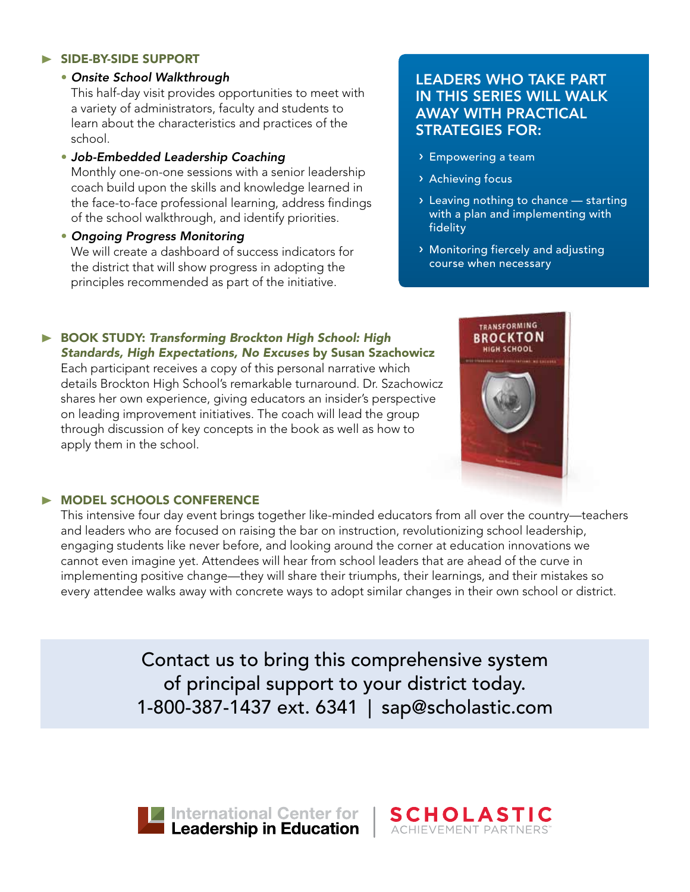## ► SIDE-BY-SIDE SUPPORT

- ***Onsite School Walkthrough***
  This half-day visit provides opportunities to meet with a variety of administrators, faculty and students to learn about the characteristics and practices of the school.
- ***Job-Embedded Leadership Coaching***
  Monthly one-on-one sessions with a senior leadership coach build upon the skills and knowledge learned in the face-to-face professional learning, address findings of the school walkthrough, and identify priorities.
- ***Ongoing Progress Monitoring***
  We will create a dashboard of success indicators for the district that will show progress in adopting the principles recommended as part of the initiative.

### LEADERS WHO TAKE PART IN THIS SERIES WILL WALK AWAY WITH PRACTICAL STRATEGIES FOR:

- Empowering a team
- Achieving focus
- Leaving nothing to chance — starting with a plan and implementing with fidelity
- Monitoring fiercely and adjusting course when necessary

## ► BOOK STUDY: *Transforming Brockton High School: High Standards, High Expectations, No Excuses* by Susan Szachowicz

Each participant receives a copy of this personal narrative which details Brockton High School's remarkable turnaround. Dr. Szachowicz shares her own experience, giving educators an insider's perspective on leading improvement initiatives. The coach will lead the group through discussion of key concepts in the book as well as how to apply them in the school.

## ► MODEL SCHOOLS CONFERENCE

This intensive four day event brings together like-minded educators from all over the country—teachers and leaders who are focused on raising the bar on instruction, revolutionizing school leadership, engaging students like never before, and looking around the corner at education innovations we cannot even imagine yet. Attendees will hear from school leaders that are ahead of the curve in implementing positive change—they will share their triumphs, their learnings, and their mistakes so every attendee walks away with concrete ways to adopt similar changes in their own school or district.

Contact us to bring this comprehensive system of principal support to your district today.
1-800-387-1437 ext. 6341 | sap@scholastic.com

International Center for Leadership in Education | SCHOLASTIC ACHIEVEMENT PARTNERS℠